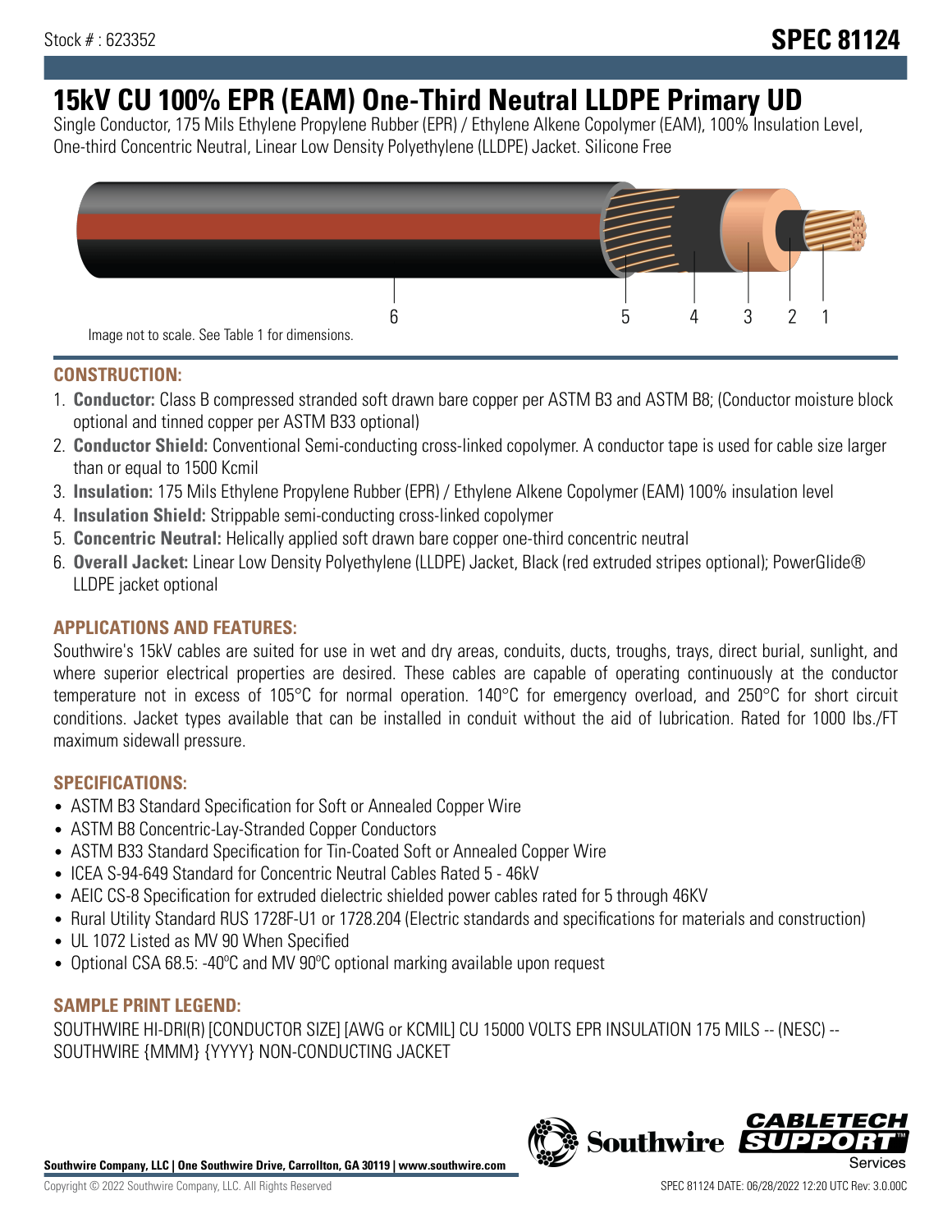Stock # : 623352

**SPEC 81124**

# 15kV CU 100% EPR (EAM) One-Third Neutral LLDPE Primary UD

Single Conductor, 175 Mils Ethylene Propylene Rubber (EPR) / Ethylene Alkene Copolymer (EAM), 100% Insulation Level, One-third Concentric Neutral, Linear Low Density Polyethylene (LLDPE) Jacket. Silicone Free

6 5 4 3 2 1

Image not to scale. See Table 1 for dimensions.

## CONSTRUCTION:

1. **Conductor:** Class B compressed stranded soft drawn bare copper per ASTM B3 and ASTM B8; (Conductor moisture block optional and tinned copper per ASTM B33 optional)
2. **Conductor Shield:** Conventional Semi-conducting cross-linked copolymer. A conductor tape is used for cable size larger than or equal to 1500 Kcmil
3. **Insulation:** 175 Mils Ethylene Propylene Rubber (EPR) / Ethylene Alkene Copolymer (EAM) 100% insulation level
4. **Insulation Shield:** Strippable semi-conducting cross-linked copolymer
5. **Concentric Neutral:** Helically applied soft drawn bare copper one-third concentric neutral
6. **Overall Jacket:** Linear Low Density Polyethylene (LLDPE) Jacket, Black (red extruded stripes optional); PowerGlide® LLDPE jacket optional

## APPLICATIONS AND FEATURES:

Southwire's 15kV cables are suited for use in wet and dry areas, conduits, ducts, troughs, trays, direct burial, sunlight, and where superior electrical properties are desired. These cables are capable of operating continuously at the conductor temperature not in excess of 105°C for normal operation. 140°C for emergency overload, and 250°C for short circuit conditions. Jacket types available that can be installed in conduit without the aid of lubrication. Rated for 1000 lbs./FT maximum sidewall pressure.

## SPECIFICATIONS:

- ASTM B3 Standard Specification for Soft or Annealed Copper Wire
- ASTM B8 Concentric-Lay-Stranded Copper Conductors
- ASTM B33 Standard Specification for Tin-Coated Soft or Annealed Copper Wire
- ICEA S-94-649 Standard for Concentric Neutral Cables Rated 5 - 46kV
- AEIC CS-8 Specification for extruded dielectric shielded power cables rated for 5 through 46KV
- Rural Utility Standard RUS 1728F-U1 or 1728.204 (Electric standards and specifications for materials and construction)
- UL 1072 Listed as MV 90 When Specified
- Optional CSA 68.5: -40ºC and MV 90ºC optional marking available upon request

## SAMPLE PRINT LEGEND:

SOUTHWIRE HI-DRI(R) [CONDUCTOR SIZE] [AWG or KCMIL] CU 15000 VOLTS EPR INSULATION 175 MILS -- (NESC) -- SOUTHWIRE {MMM} {YYYY} NON-CONDUCTING JACKET

**Southwire Company, LLC | One Southwire Drive, Carrollton, GA 30119 | www.southwire.com**

Copyright © 2022 Southwire Company, LLC. All Rights Reserved

SPEC 81124 DATE: 06/28/2022 12:20 UTC Rev: 3.0.00C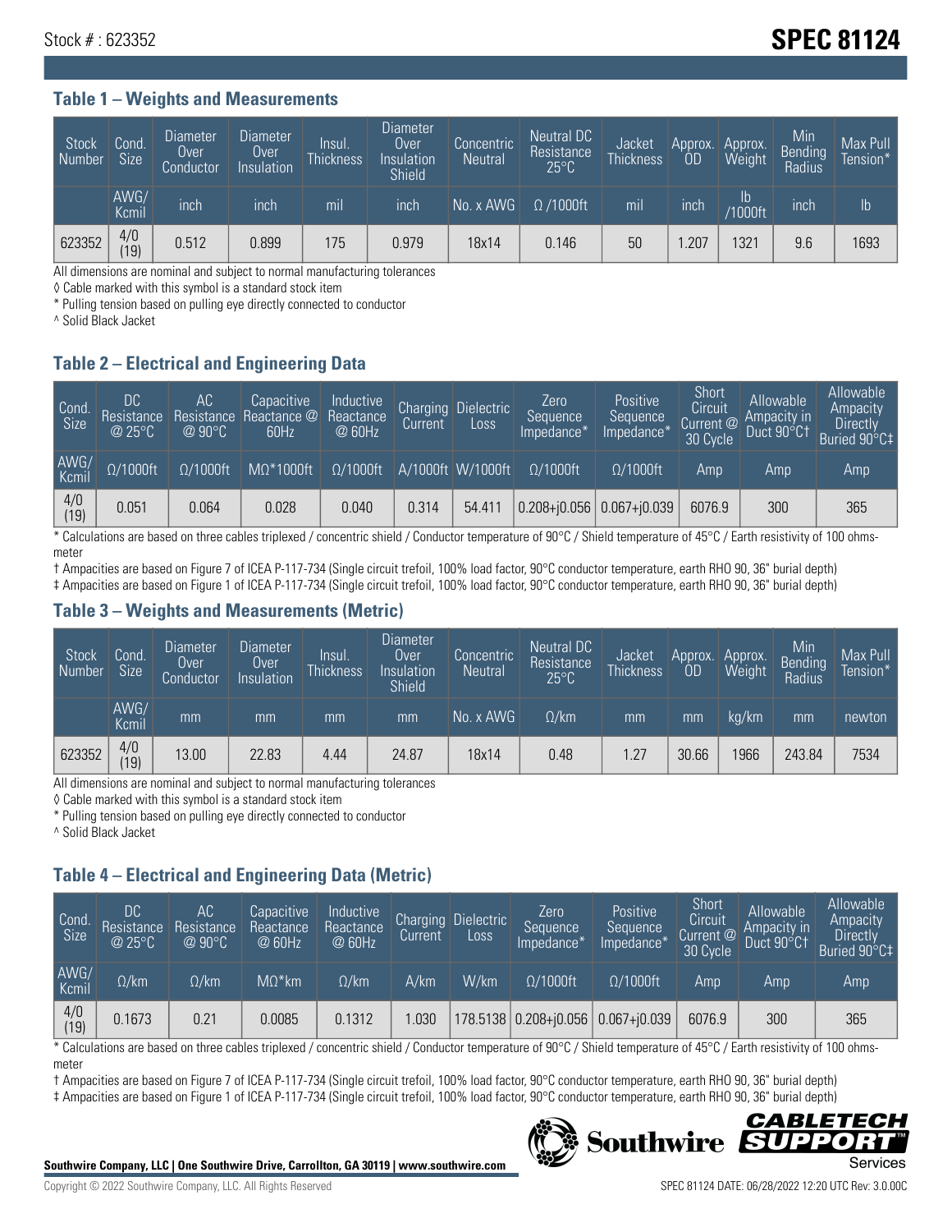Stock # : 623352

**SPEC 81124**

### Table 1 – Weights and Measurements

| Stock Number | Cond. Size | Diameter Over Conductor | Diameter Over Insulation | Insul. Thickness | Diameter Over Insulation Shield | Concentric Neutral | Neutral DC Resistance 25°C | Jacket Thickness | Approx. OD | Approx. Weight | Min Bending Radius | Max Pull Tension* |
|---|---|---|---|---|---|---|---|---|---|---|---|---|
| | AWG/ Kcmil | inch | inch | mil | inch | No. x AWG | Ω /1000ft | mil | inch | lb /1000ft | inch | lb |
| 623352 | 4/0 (19) | 0.512 | 0.899 | 175 | 0.979 | 18x14 | 0.146 | 50 | 1.207 | 1321 | 9.6 | 1693 |

All dimensions are nominal and subject to normal manufacturing tolerances

◊ Cable marked with this symbol is a standard stock item

* Pulling tension based on pulling eye directly connected to conductor

^ Solid Black Jacket

### Table 2 – Electrical and Engineering Data

| Cond. Size | DC Resistance @ 25°C | AC Resistance @ 90°C | Capacitive Reactance @ 60Hz | Inductive Reactance @ 60Hz | Charging Current | Dielectric Loss | Zero Sequence Impedance* | Positive Sequence Impedance* | Short Circuit Current @ 30 Cycle | Allowable Ampacity in Duct 90°C† | Allowable Ampacity Directly Buried 90°C‡ |
|---|---|---|---|---|---|---|---|---|---|---|---|
| AWG/ Kcmil | Ω/1000ft | Ω/1000ft | MΩ*1000ft | Ω/1000ft | A/1000ft | W/1000ft | Ω/1000ft | Ω/1000ft | Amp | Amp | Amp |
| 4/0 (19) | 0.051 | 0.064 | 0.028 | 0.040 | 0.314 | 54.411 | 0.208+j0.056 | 0.067+j0.039 | 6076.9 | 300 | 365 |

* Calculations are based on three cables triplexed / concentric shield / Conductor temperature of 90°C / Shield temperature of 45°C / Earth resistivity of 100 ohms-meter

† Ampacities are based on Figure 7 of ICEA P-117-734 (Single circuit trefoil, 100% load factor, 90°C conductor temperature, earth RHO 90, 36" burial depth)

‡ Ampacities are based on Figure 1 of ICEA P-117-734 (Single circuit trefoil, 100% load factor, 90°C conductor temperature, earth RHO 90, 36" burial depth)

### Table 3 – Weights and Measurements (Metric)

| Stock Number | Cond. Size | Diameter Over Conductor | Diameter Over Insulation | Insul. Thickness | Diameter Over Insulation Shield | Concentric Neutral | Neutral DC Resistance 25°C | Jacket Thickness | Approx. OD | Approx. Weight | Min Bending Radius | Max Pull Tension* |
|---|---|---|---|---|---|---|---|---|---|---|---|---|
| | AWG/ Kcmil | mm | mm | mm | mm | No. x AWG | Ω/km | mm | mm | kg/km | mm | newton |
| 623352 | 4/0 (19) | 13.00 | 22.83 | 4.44 | 24.87 | 18x14 | 0.48 | 1.27 | 30.66 | 1966 | 243.84 | 7534 |

All dimensions are nominal and subject to normal manufacturing tolerances

◊ Cable marked with this symbol is a standard stock item

* Pulling tension based on pulling eye directly connected to conductor

^ Solid Black Jacket

### Table 4 – Electrical and Engineering Data (Metric)

| Cond. Size | DC Resistance @ 25°C | AC Resistance @ 90°C | Capacitive Reactance @ 60Hz | Inductive Reactance @ 60Hz | Charging Current | Dielectric Loss | Zero Sequence Impedance* | Positive Sequence Impedance* | Short Circuit Current @ 30 Cycle | Allowable Ampacity in Duct 90°C† | Allowable Ampacity Directly Buried 90°C‡ |
|---|---|---|---|---|---|---|---|---|---|---|---|
| AWG/ Kcmil | Ω/km | Ω/km | MΩ*km | Ω/km | A/km | W/km | Ω/1000ft | Ω/1000ft | Amp | Amp | Amp |
| 4/0 (19) | 0.1673 | 0.21 | 0.0085 | 0.1312 | 1.030 | 178.5138 | 0.208+j0.056 | 0.067+j0.039 | 6076.9 | 300 | 365 |

* Calculations are based on three cables triplexed / concentric shield / Conductor temperature of 90°C / Shield temperature of 45°C / Earth resistivity of 100 ohms-meter

† Ampacities are based on Figure 7 of ICEA P-117-734 (Single circuit trefoil, 100% load factor, 90°C conductor temperature, earth RHO 90, 36" burial depth)

‡ Ampacities are based on Figure 1 of ICEA P-117-734 (Single circuit trefoil, 100% load factor, 90°C conductor temperature, earth RHO 90, 36" burial depth)

**Southwire Company, LLC | One Southwire Drive, Carrollton, GA 30119 | www.southwire.com**

Copyright © 2022 Southwire Company, LLC. All Rights Reserved

SPEC 81124 DATE: 06/28/2022 12:20 UTC Rev: 3.0.00C